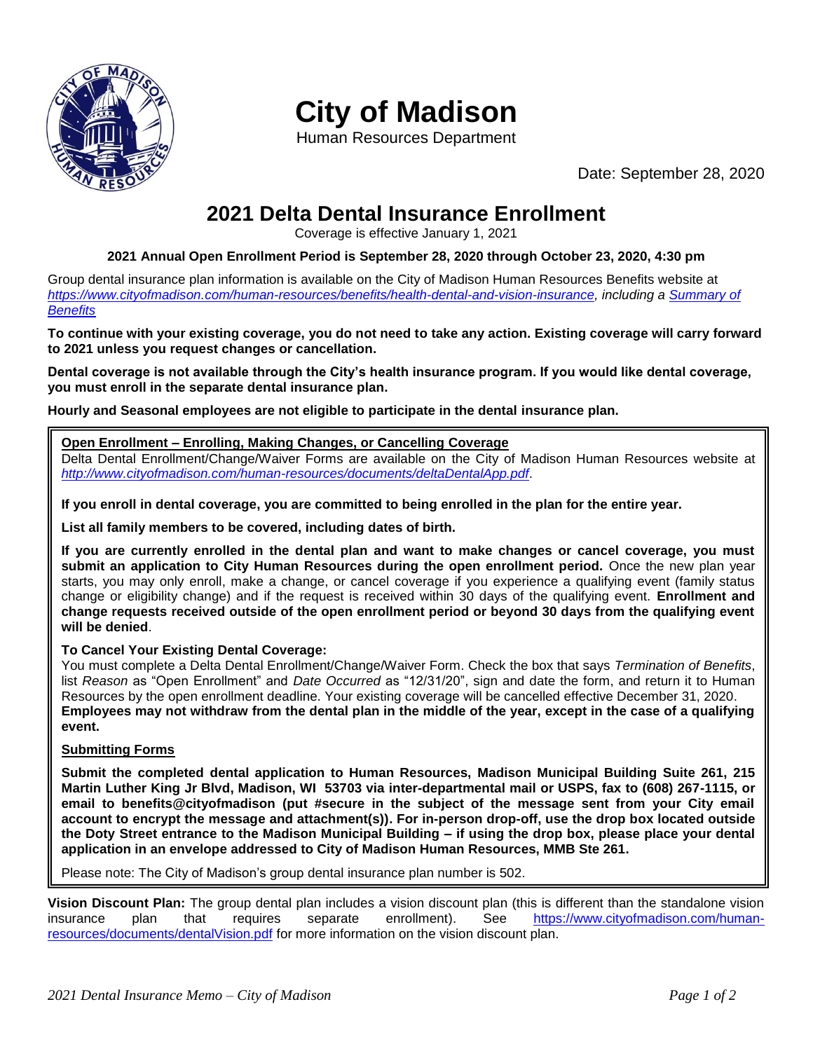# City of Madison

Human Resources Department

Date: September 28, 2020

## 2021 Delta Dental Insurance Enrollment

Coverage is effective January 1, 2021

**2021 Annual Open Enrollment Period is September 28, 2020 through October 23, 2020, 4:30 pm**

Group dental insurance plan information is available on the City of Madison Human Resources Benefits website at *https://www.cityofmadison.com/human-resources/benefits/health-dental-and-vision-insurance, including a Summary of Benefits*

**To continue with your existing coverage, you do not need to take any action. Existing coverage will carry forward to 2021 unless you request changes or cancellation.**

**Dental coverage is not available through the City's health insurance program. If you would like dental coverage, you must enroll in the separate dental insurance plan.**

**Hourly and Seasonal employees are not eligible to participate in the dental insurance plan.**

**Open Enrollment – Enrolling, Making Changes, or Cancelling Coverage**

Delta Dental Enrollment/Change/Waiver Forms are available on the City of Madison Human Resources website at *http://www.cityofmadison.com/human-resources/documents/deltaDentalApp.pdf*.

**If you enroll in dental coverage, you are committed to being enrolled in the plan for the entire year.**

**List all family members to be covered, including dates of birth.**

**If you are currently enrolled in the dental plan and want to make changes or cancel coverage, you must submit an application to City Human Resources during the open enrollment period.** Once the new plan year starts, you may only enroll, make a change, or cancel coverage if you experience a qualifying event (family status change or eligibility change) and if the request is received within 30 days of the qualifying event. **Enrollment and change requests received outside of the open enrollment period or beyond 30 days from the qualifying event will be denied**.

**To Cancel Your Existing Dental Coverage:**

You must complete a Delta Dental Enrollment/Change/Waiver Form. Check the box that says *Termination of Benefits*, list *Reason* as "Open Enrollment" and *Date Occurred* as "12/31/20", sign and date the form, and return it to Human Resources by the open enrollment deadline. Your existing coverage will be cancelled effective December 31, 2020. **Employees may not withdraw from the dental plan in the middle of the year, except in the case of a qualifying event.**

**Submitting Forms**

**Submit the completed dental application to Human Resources, Madison Municipal Building Suite 261, 215 Martin Luther King Jr Blvd, Madison, WI 53703 via inter-departmental mail or USPS, fax to (608) 267-1115, or email to benefits@cityofmadison (put #secure in the subject of the message sent from your City email account to encrypt the message and attachment(s)). For in-person drop-off, use the drop box located outside the Doty Street entrance to the Madison Municipal Building – if using the drop box, please place your dental application in an envelope addressed to City of Madison Human Resources, MMB Ste 261.**

Please note: The City of Madison's group dental insurance plan number is 502.

**Vision Discount Plan:** The group dental plan includes a vision discount plan (this is different than the standalone vision insurance plan that requires separate enrollment). See https://www.cityofmadison.com/human-resources/documents/dentalVision.pdf for more information on the vision discount plan.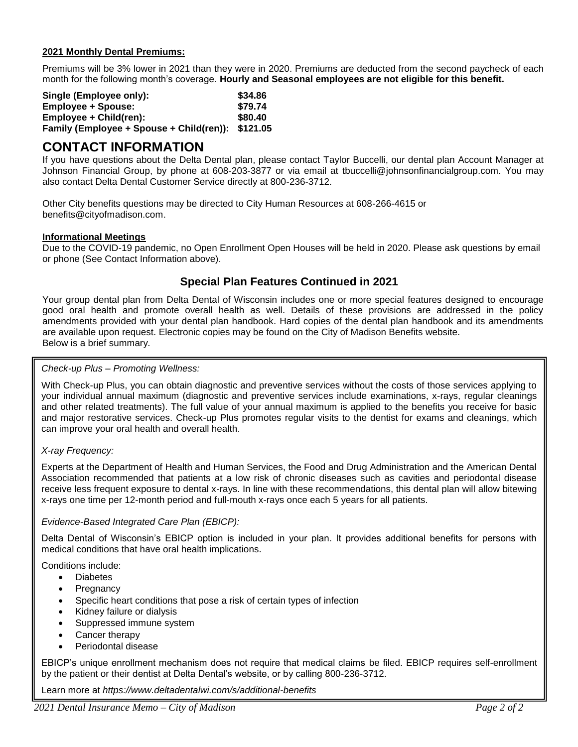**2021 Monthly Dental Premiums:**

Premiums will be 3% lower in 2021 than they were in 2020. Premiums are deducted from the second paycheck of each month for the following month's coverage. **Hourly and Seasonal employees are not eligible for this benefit.**

| | |
|---|---|
| **Single (Employee only):** | **$34.86** |
| **Employee + Spouse:** | **$79.74** |
| **Employee + Child(ren):** | **$80.40** |
| **Family (Employee + Spouse + Child(ren)):** | **$121.05** |

# CONTACT INFORMATION

If you have questions about the Delta Dental plan, please contact Taylor Buccelli, our dental plan Account Manager at Johnson Financial Group, by phone at 608-203-3877 or via email at tbuccelli@johnsonfinancialgroup.com. You may also contact Delta Dental Customer Service directly at 800-236-3712.

Other City benefits questions may be directed to City Human Resources at 608-266-4615 or benefits@cityofmadison.com.

**Informational Meetings**

Due to the COVID-19 pandemic, no Open Enrollment Open Houses will be held in 2020. Please ask questions by email or phone (See Contact Information above).

## Special Plan Features Continued in 2021

Your group dental plan from Delta Dental of Wisconsin includes one or more special features designed to encourage good oral health and promote overall health as well. Details of these provisions are addressed in the policy amendments provided with your dental plan handbook. Hard copies of the dental plan handbook and its amendments are available upon request. Electronic copies may be found on the City of Madison Benefits website. Below is a brief summary.

*Check-up Plus – Promoting Wellness:*

With Check-up Plus, you can obtain diagnostic and preventive services without the costs of those services applying to your individual annual maximum (diagnostic and preventive services include examinations, x-rays, regular cleanings and other related treatments). The full value of your annual maximum is applied to the benefits you receive for basic and major restorative services. Check-up Plus promotes regular visits to the dentist for exams and cleanings, which can improve your oral health and overall health.

*X-ray Frequency:*

Experts at the Department of Health and Human Services, the Food and Drug Administration and the American Dental Association recommended that patients at a low risk of chronic diseases such as cavities and periodontal disease receive less frequent exposure to dental x-rays. In line with these recommendations, this dental plan will allow bitewing x-rays one time per 12-month period and full-mouth x-rays once each 5 years for all patients.

*Evidence-Based Integrated Care Plan (EBICP):*

Delta Dental of Wisconsin's EBICP option is included in your plan. It provides additional benefits for persons with medical conditions that have oral health implications.

Conditions include:

- Diabetes
- Pregnancy
- Specific heart conditions that pose a risk of certain types of infection
- Kidney failure or dialysis
- Suppressed immune system
- Cancer therapy
- Periodontal disease

EBICP's unique enrollment mechanism does not require that medical claims be filed. EBICP requires self-enrollment by the patient or their dentist at Delta Dental's website, or by calling 800-236-3712.

Learn more at *https://www.deltadentalwi.com/s/additional-benefits*